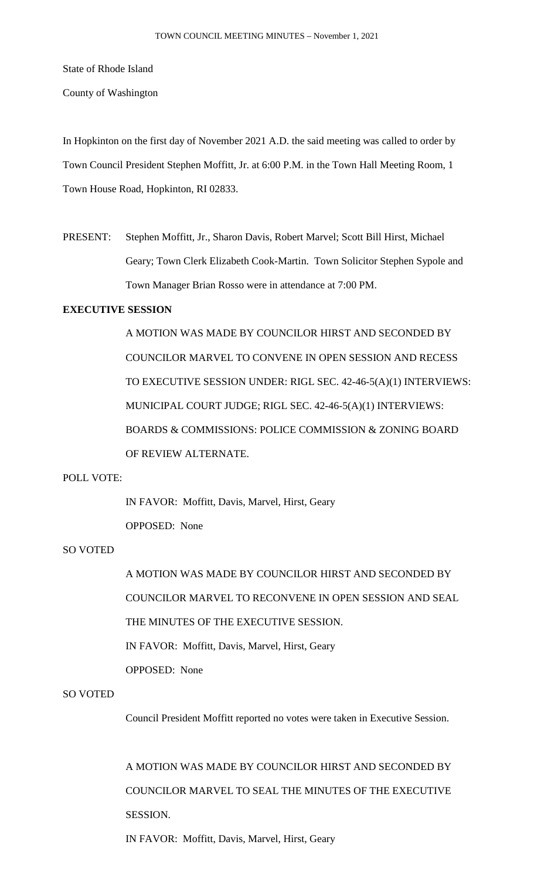State of Rhode Island

County of Washington

In Hopkinton on the first day of November 2021 A.D. the said meeting was called to order by Town Council President Stephen Moffitt, Jr. at 6:00 P.M. in the Town Hall Meeting Room, 1 Town House Road, Hopkinton, RI 02833.

PRESENT: Stephen Moffitt, Jr., Sharon Davis, Robert Marvel; Scott Bill Hirst, Michael Geary; Town Clerk Elizabeth Cook-Martin. Town Solicitor Stephen Sypole and Town Manager Brian Rosso were in attendance at 7:00 PM.

**EXECUTIVE SESSION**

A MOTION WAS MADE BY COUNCILOR HIRST AND SECONDED BY COUNCILOR MARVEL TO CONVENE IN OPEN SESSION AND RECESS TO EXECUTIVE SESSION UNDER: RIGL SEC. 42-46-5(A)(1) INTERVIEWS: MUNICIPAL COURT JUDGE; RIGL SEC. 42-46-5(A)(1) INTERVIEWS: BOARDS & COMMISSIONS: POLICE COMMISSION & ZONING BOARD OF REVIEW ALTERNATE.

POLL VOTE:

IN FAVOR: Moffitt, Davis, Marvel, Hirst, Geary

OPPOSED: None

SO VOTED

A MOTION WAS MADE BY COUNCILOR HIRST AND SECONDED BY COUNCILOR MARVEL TO RECONVENE IN OPEN SESSION AND SEAL THE MINUTES OF THE EXECUTIVE SESSION.

IN FAVOR: Moffitt, Davis, Marvel, Hirst, Geary

OPPOSED: None

SO VOTED

Council President Moffitt reported no votes were taken in Executive Session.

A MOTION WAS MADE BY COUNCILOR HIRST AND SECONDED BY COUNCILOR MARVEL TO SEAL THE MINUTES OF THE EXECUTIVE SESSION.

IN FAVOR: Moffitt, Davis, Marvel, Hirst, Geary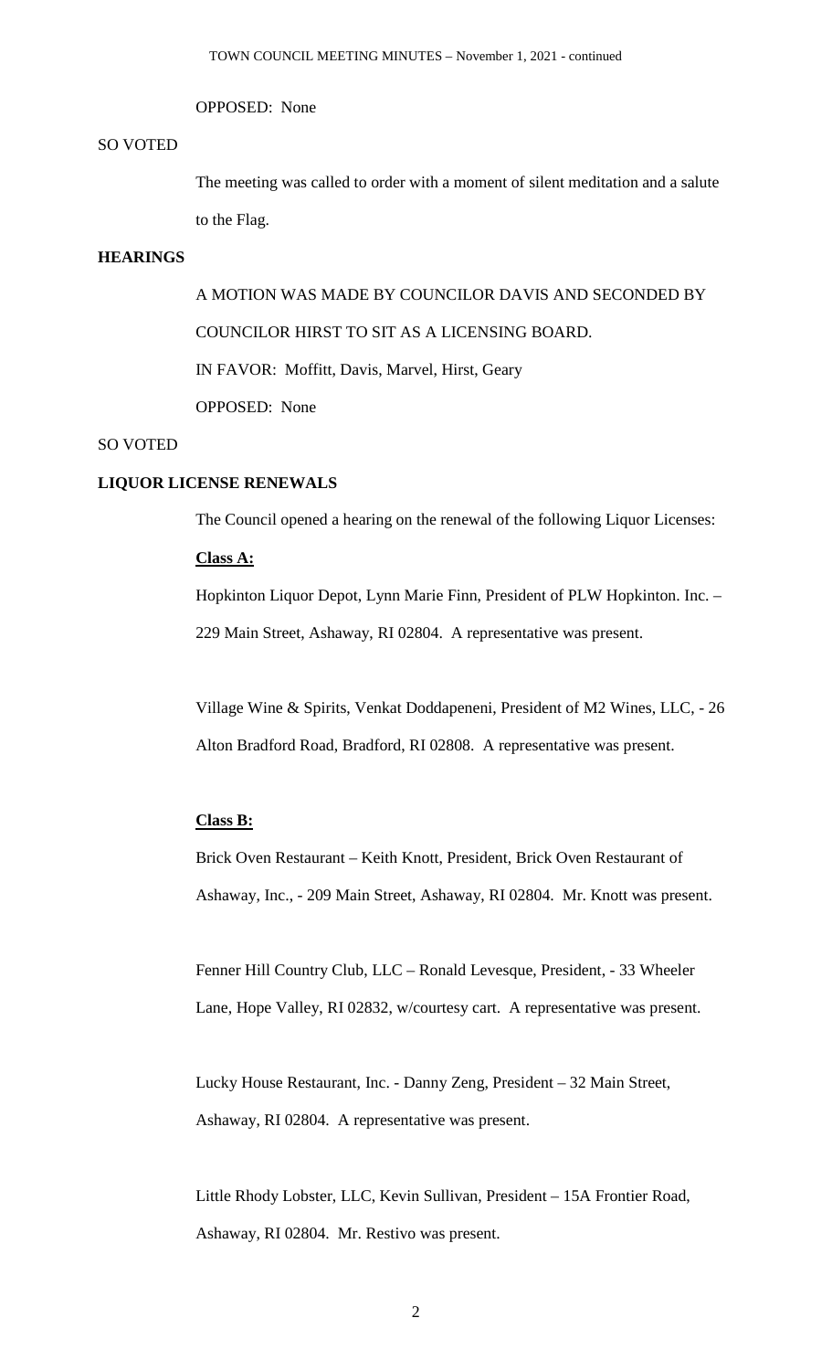OPPOSED: None

SO VOTED

The meeting was called to order with a moment of silent meditation and a salute to the Flag.

**HEARINGS**

A MOTION WAS MADE BY COUNCILOR DAVIS AND SECONDED BY COUNCILOR HIRST TO SIT AS A LICENSING BOARD.

IN FAVOR: Moffitt, Davis, Marvel, Hirst, Geary

OPPOSED: None

SO VOTED

**LIQUOR LICENSE RENEWALS**

The Council opened a hearing on the renewal of the following Liquor Licenses:

**Class A:**

Hopkinton Liquor Depot, Lynn Marie Finn, President of PLW Hopkinton. Inc. – 229 Main Street, Ashaway, RI 02804. A representative was present.

Village Wine & Spirits, Venkat Doddapeneni, President of M2 Wines, LLC, - 26 Alton Bradford Road, Bradford, RI 02808. A representative was present.

**Class B:**

Brick Oven Restaurant – Keith Knott, President, Brick Oven Restaurant of Ashaway, Inc., - 209 Main Street, Ashaway, RI 02804. Mr. Knott was present.

Fenner Hill Country Club, LLC – Ronald Levesque, President, - 33 Wheeler Lane, Hope Valley, RI 02832, w/courtesy cart. A representative was present.

Lucky House Restaurant, Inc. - Danny Zeng, President – 32 Main Street, Ashaway, RI 02804. A representative was present.

Little Rhody Lobster, LLC, Kevin Sullivan, President – 15A Frontier Road, Ashaway, RI 02804. Mr. Restivo was present.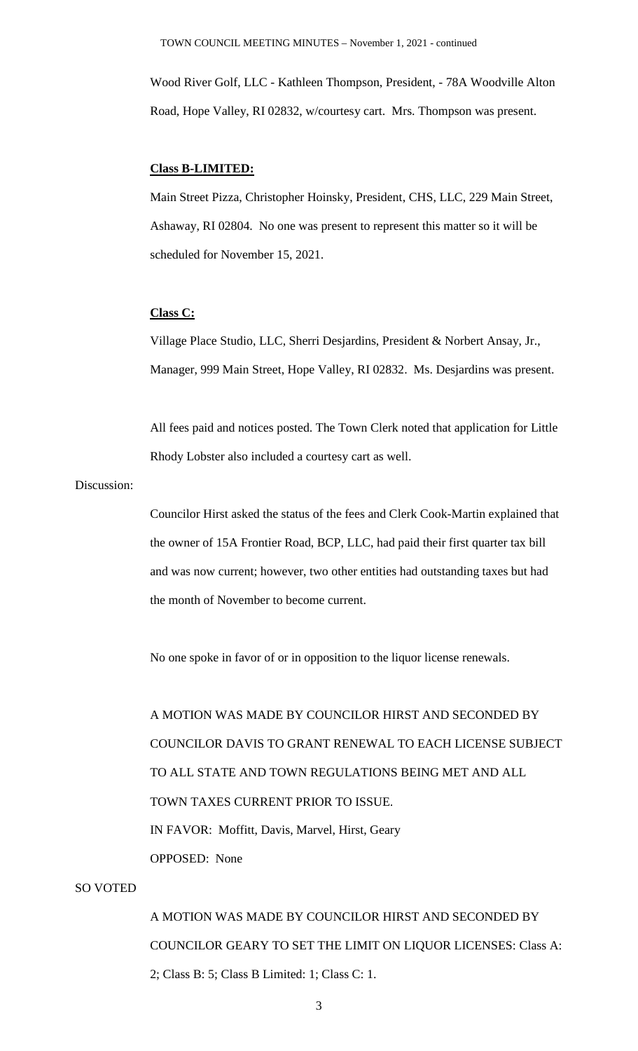Wood River Golf, LLC - Kathleen Thompson, President, - 78A Woodville Alton Road, Hope Valley, RI 02832, w/courtesy cart. Mrs. Thompson was present.

**Class B-LIMITED:**

Main Street Pizza, Christopher Hoinsky, President, CHS, LLC, 229 Main Street, Ashaway, RI 02804. No one was present to represent this matter so it will be scheduled for November 15, 2021.

**Class C:**

Village Place Studio, LLC, Sherri Desjardins, President & Norbert Ansay, Jr., Manager, 999 Main Street, Hope Valley, RI 02832. Ms. Desjardins was present.

All fees paid and notices posted. The Town Clerk noted that application for Little Rhody Lobster also included a courtesy cart as well.

Discussion:

Councilor Hirst asked the status of the fees and Clerk Cook-Martin explained that the owner of 15A Frontier Road, BCP, LLC, had paid their first quarter tax bill and was now current; however, two other entities had outstanding taxes but had the month of November to become current.

No one spoke in favor of or in opposition to the liquor license renewals.

A MOTION WAS MADE BY COUNCILOR HIRST AND SECONDED BY COUNCILOR DAVIS TO GRANT RENEWAL TO EACH LICENSE SUBJECT TO ALL STATE AND TOWN REGULATIONS BEING MET AND ALL TOWN TAXES CURRENT PRIOR TO ISSUE.

IN FAVOR: Moffitt, Davis, Marvel, Hirst, Geary

OPPOSED: None

SO VOTED

A MOTION WAS MADE BY COUNCILOR HIRST AND SECONDED BY COUNCILOR GEARY TO SET THE LIMIT ON LIQUOR LICENSES: Class A: 2; Class B: 5; Class B Limited: 1; Class C: 1.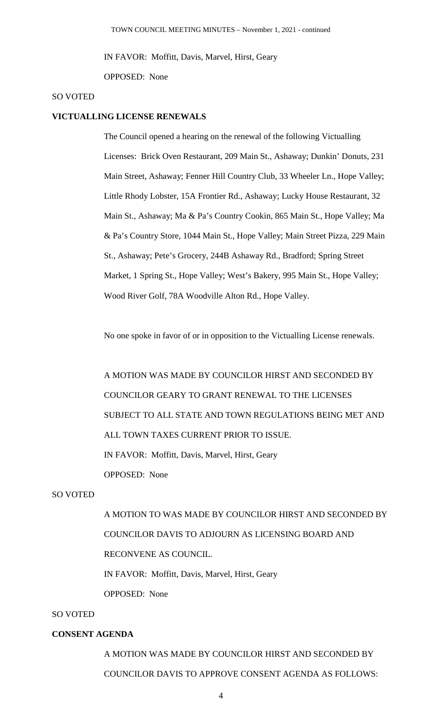IN FAVOR: Moffitt, Davis, Marvel, Hirst, Geary

OPPOSED: None

SO VOTED

**VICTUALLING LICENSE RENEWALS**

The Council opened a hearing on the renewal of the following Victualling Licenses: Brick Oven Restaurant, 209 Main St., Ashaway; Dunkin' Donuts, 231 Main Street, Ashaway; Fenner Hill Country Club, 33 Wheeler Ln., Hope Valley; Little Rhody Lobster, 15A Frontier Rd., Ashaway; Lucky House Restaurant, 32 Main St., Ashaway; Ma & Pa's Country Cookin, 865 Main St., Hope Valley; Ma & Pa's Country Store, 1044 Main St., Hope Valley; Main Street Pizza, 229 Main St., Ashaway; Pete's Grocery, 244B Ashaway Rd., Bradford; Spring Street Market, 1 Spring St., Hope Valley; West's Bakery, 995 Main St., Hope Valley; Wood River Golf, 78A Woodville Alton Rd., Hope Valley.

No one spoke in favor of or in opposition to the Victualling License renewals.

A MOTION WAS MADE BY COUNCILOR HIRST AND SECONDED BY COUNCILOR GEARY TO GRANT RENEWAL TO THE LICENSES SUBJECT TO ALL STATE AND TOWN REGULATIONS BEING MET AND ALL TOWN TAXES CURRENT PRIOR TO ISSUE.

IN FAVOR: Moffitt, Davis, Marvel, Hirst, Geary

OPPOSED: None

SO VOTED

A MOTION TO WAS MADE BY COUNCILOR HIRST AND SECONDED BY COUNCILOR DAVIS TO ADJOURN AS LICENSING BOARD AND RECONVENE AS COUNCIL.

IN FAVOR: Moffitt, Davis, Marvel, Hirst, Geary

OPPOSED: None

SO VOTED

**CONSENT AGENDA**

A MOTION WAS MADE BY COUNCILOR HIRST AND SECONDED BY COUNCILOR DAVIS TO APPROVE CONSENT AGENDA AS FOLLOWS: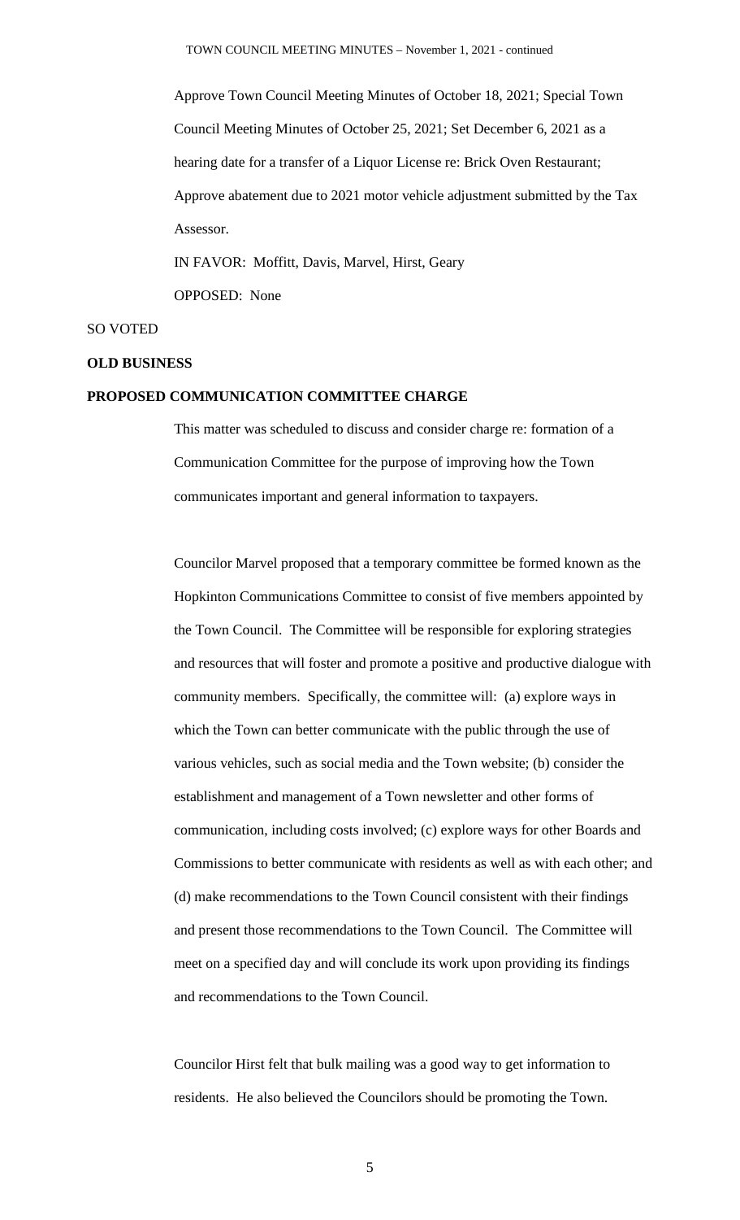Approve Town Council Meeting Minutes of October 18, 2021; Special Town Council Meeting Minutes of October 25, 2021; Set December 6, 2021 as a hearing date for a transfer of a Liquor License re: Brick Oven Restaurant; Approve abatement due to 2021 motor vehicle adjustment submitted by the Tax Assessor.

IN FAVOR: Moffitt, Davis, Marvel, Hirst, Geary

OPPOSED: None

SO VOTED

**OLD BUSINESS**

**PROPOSED COMMUNICATION COMMITTEE CHARGE**

This matter was scheduled to discuss and consider charge re: formation of a Communication Committee for the purpose of improving how the Town communicates important and general information to taxpayers.

Councilor Marvel proposed that a temporary committee be formed known as the Hopkinton Communications Committee to consist of five members appointed by the Town Council. The Committee will be responsible for exploring strategies and resources that will foster and promote a positive and productive dialogue with community members. Specifically, the committee will: (a) explore ways in which the Town can better communicate with the public through the use of various vehicles, such as social media and the Town website; (b) consider the establishment and management of a Town newsletter and other forms of communication, including costs involved; (c) explore ways for other Boards and Commissions to better communicate with residents as well as with each other; and (d) make recommendations to the Town Council consistent with their findings and present those recommendations to the Town Council. The Committee will meet on a specified day and will conclude its work upon providing its findings and recommendations to the Town Council.

Councilor Hirst felt that bulk mailing was a good way to get information to residents. He also believed the Councilors should be promoting the Town.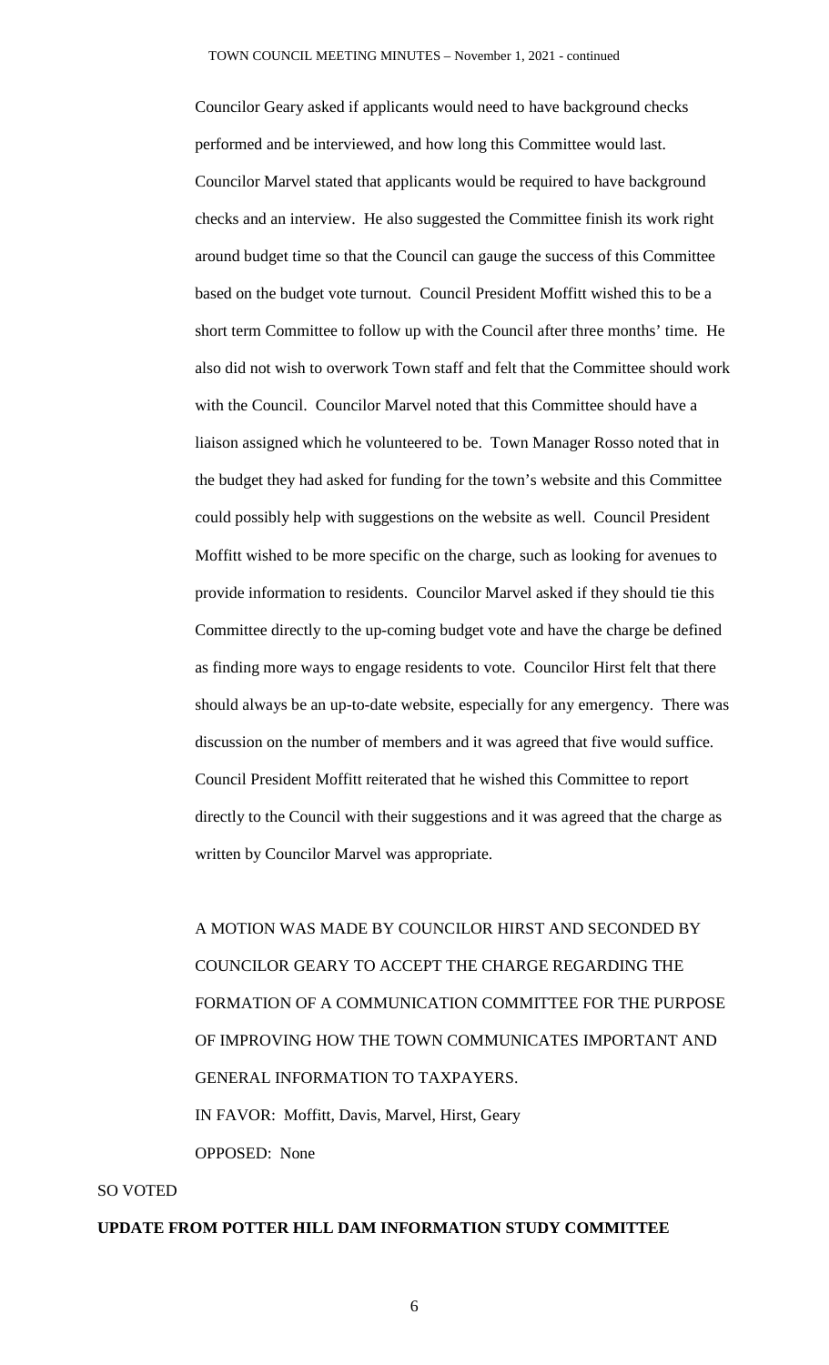Councilor Geary asked if applicants would need to have background checks performed and be interviewed, and how long this Committee would last. Councilor Marvel stated that applicants would be required to have background checks and an interview. He also suggested the Committee finish its work right around budget time so that the Council can gauge the success of this Committee based on the budget vote turnout. Council President Moffitt wished this to be a short term Committee to follow up with the Council after three months' time. He also did not wish to overwork Town staff and felt that the Committee should work with the Council. Councilor Marvel noted that this Committee should have a liaison assigned which he volunteered to be. Town Manager Rosso noted that in the budget they had asked for funding for the town's website and this Committee could possibly help with suggestions on the website as well. Council President Moffitt wished to be more specific on the charge, such as looking for avenues to provide information to residents. Councilor Marvel asked if they should tie this Committee directly to the up-coming budget vote and have the charge be defined as finding more ways to engage residents to vote. Councilor Hirst felt that there should always be an up-to-date website, especially for any emergency. There was discussion on the number of members and it was agreed that five would suffice. Council President Moffitt reiterated that he wished this Committee to report directly to the Council with their suggestions and it was agreed that the charge as written by Councilor Marvel was appropriate.

A MOTION WAS MADE BY COUNCILOR HIRST AND SECONDED BY COUNCILOR GEARY TO ACCEPT THE CHARGE REGARDING THE FORMATION OF A COMMUNICATION COMMITTEE FOR THE PURPOSE OF IMPROVING HOW THE TOWN COMMUNICATES IMPORTANT AND GENERAL INFORMATION TO TAXPAYERS.

IN FAVOR: Moffitt, Davis, Marvel, Hirst, Geary

OPPOSED: None

SO VOTED

**UPDATE FROM POTTER HILL DAM INFORMATION STUDY COMMITTEE**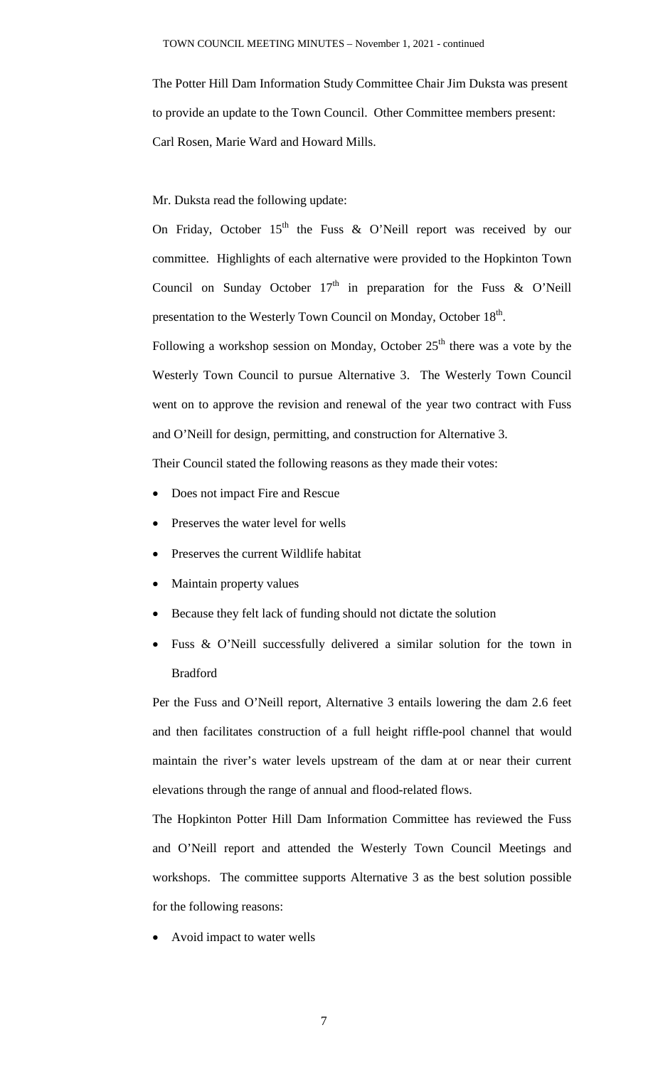The Potter Hill Dam Information Study Committee Chair Jim Duksta was present to provide an update to the Town Council. Other Committee members present: Carl Rosen, Marie Ward and Howard Mills.

Mr. Duksta read the following update:

On Friday, October 15th the Fuss & O'Neill report was received by our committee. Highlights of each alternative were provided to the Hopkinton Town Council on Sunday October 17th in preparation for the Fuss & O'Neill presentation to the Westerly Town Council on Monday, October 18th.

Following a workshop session on Monday, October 25th there was a vote by the Westerly Town Council to pursue Alternative 3. The Westerly Town Council went on to approve the revision and renewal of the year two contract with Fuss and O'Neill for design, permitting, and construction for Alternative 3.

Their Council stated the following reasons as they made their votes:

- Does not impact Fire and Rescue
- Preserves the water level for wells
- Preserves the current Wildlife habitat
- Maintain property values
- Because they felt lack of funding should not dictate the solution
- Fuss & O'Neill successfully delivered a similar solution for the town in Bradford

Per the Fuss and O'Neill report, Alternative 3 entails lowering the dam 2.6 feet and then facilitates construction of a full height riffle-pool channel that would maintain the river's water levels upstream of the dam at or near their current elevations through the range of annual and flood-related flows.

The Hopkinton Potter Hill Dam Information Committee has reviewed the Fuss and O'Neill report and attended the Westerly Town Council Meetings and workshops. The committee supports Alternative 3 as the best solution possible for the following reasons:

- Avoid impact to water wells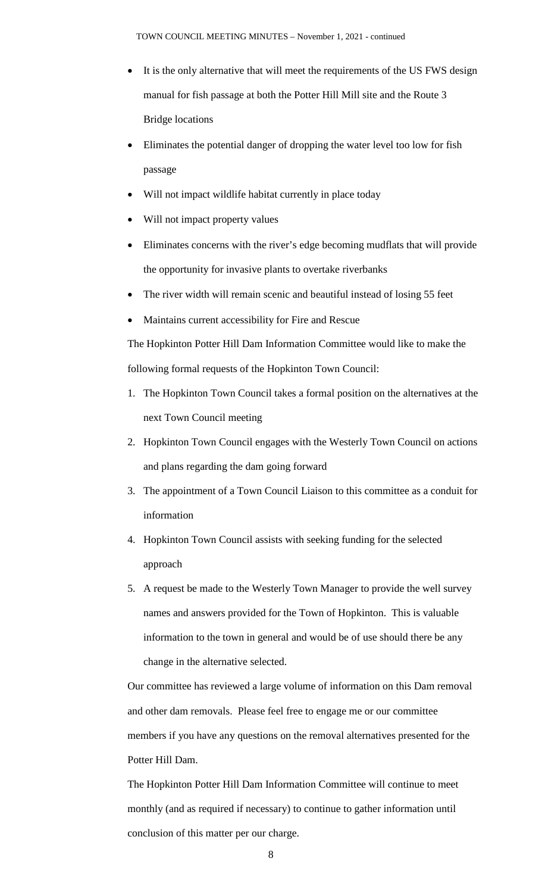- It is the only alternative that will meet the requirements of the US FWS design manual for fish passage at both the Potter Hill Mill site and the Route 3 Bridge locations
- Eliminates the potential danger of dropping the water level too low for fish passage
- Will not impact wildlife habitat currently in place today
- Will not impact property values
- Eliminates concerns with the river's edge becoming mudflats that will provide the opportunity for invasive plants to overtake riverbanks
- The river width will remain scenic and beautiful instead of losing 55 feet
- Maintains current accessibility for Fire and Rescue

The Hopkinton Potter Hill Dam Information Committee would like to make the following formal requests of the Hopkinton Town Council:

1. The Hopkinton Town Council takes a formal position on the alternatives at the next Town Council meeting
2. Hopkinton Town Council engages with the Westerly Town Council on actions and plans regarding the dam going forward
3. The appointment of a Town Council Liaison to this committee as a conduit for information
4. Hopkinton Town Council assists with seeking funding for the selected approach
5. A request be made to the Westerly Town Manager to provide the well survey names and answers provided for the Town of Hopkinton. This is valuable information to the town in general and would be of use should there be any change in the alternative selected.

Our committee has reviewed a large volume of information on this Dam removal and other dam removals. Please feel free to engage me or our committee members if you have any questions on the removal alternatives presented for the Potter Hill Dam.

The Hopkinton Potter Hill Dam Information Committee will continue to meet monthly (and as required if necessary) to continue to gather information until conclusion of this matter per our charge.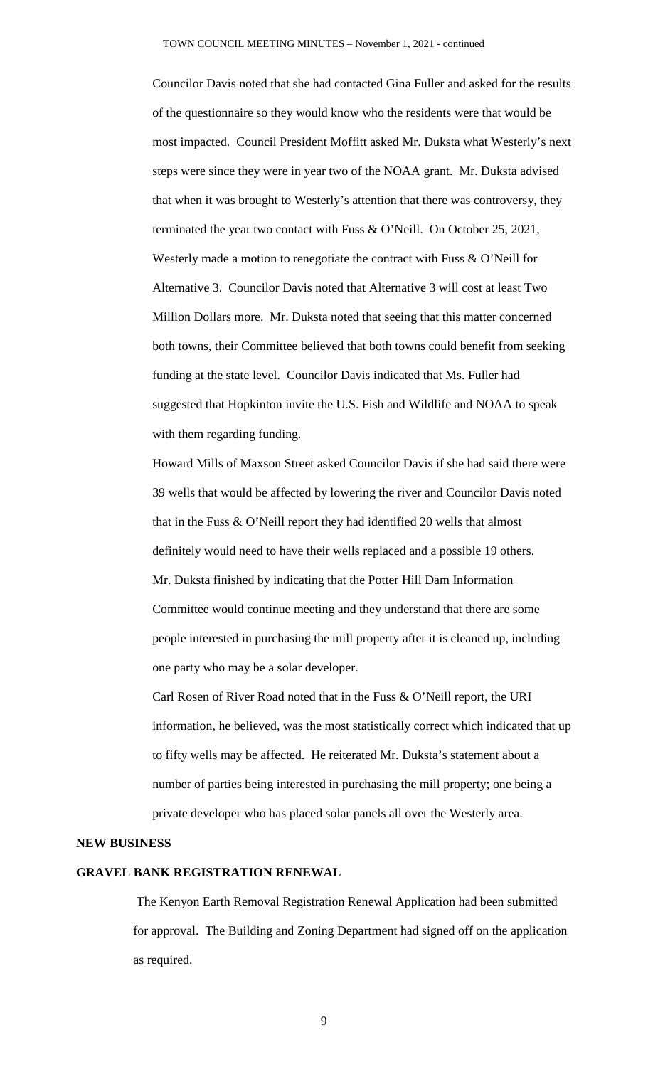Councilor Davis noted that she had contacted Gina Fuller and asked for the results of the questionnaire so they would know who the residents were that would be most impacted. Council President Moffitt asked Mr. Duksta what Westerly's next steps were since they were in year two of the NOAA grant. Mr. Duksta advised that when it was brought to Westerly's attention that there was controversy, they terminated the year two contact with Fuss & O'Neill. On October 25, 2021, Westerly made a motion to renegotiate the contract with Fuss & O'Neill for Alternative 3. Councilor Davis noted that Alternative 3 will cost at least Two Million Dollars more. Mr. Duksta noted that seeing that this matter concerned both towns, their Committee believed that both towns could benefit from seeking funding at the state level. Councilor Davis indicated that Ms. Fuller had suggested that Hopkinton invite the U.S. Fish and Wildlife and NOAA to speak with them regarding funding.

Howard Mills of Maxson Street asked Councilor Davis if she had said there were 39 wells that would be affected by lowering the river and Councilor Davis noted that in the Fuss & O'Neill report they had identified 20 wells that almost definitely would need to have their wells replaced and a possible 19 others.

Mr. Duksta finished by indicating that the Potter Hill Dam Information Committee would continue meeting and they understand that there are some people interested in purchasing the mill property after it is cleaned up, including one party who may be a solar developer.

Carl Rosen of River Road noted that in the Fuss & O'Neill report, the URI information, he believed, was the most statistically correct which indicated that up to fifty wells may be affected. He reiterated Mr. Duksta's statement about a number of parties being interested in purchasing the mill property; one being a private developer who has placed solar panels all over the Westerly area.

## NEW BUSINESS

## GRAVEL BANK REGISTRATION RENEWAL

The Kenyon Earth Removal Registration Renewal Application had been submitted for approval. The Building and Zoning Department had signed off on the application as required.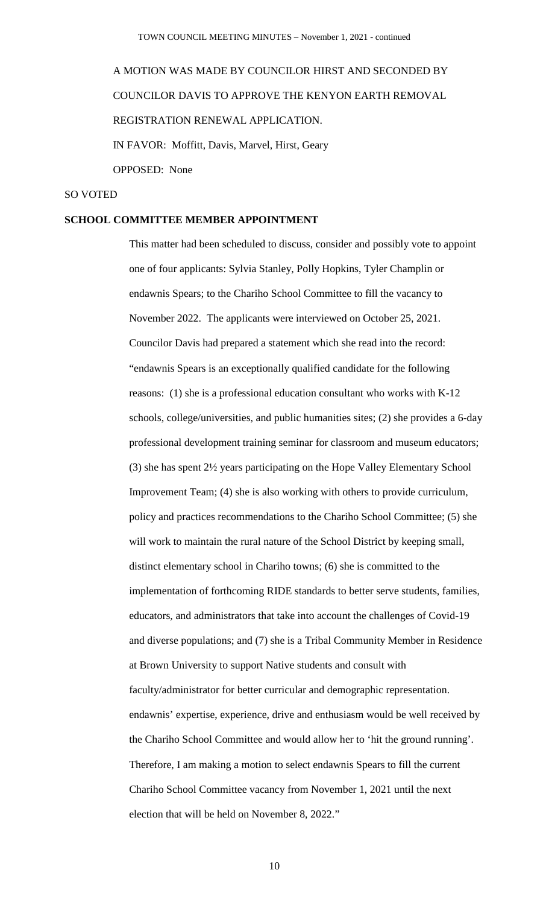A MOTION WAS MADE BY COUNCILOR HIRST AND SECONDED BY COUNCILOR DAVIS TO APPROVE THE KENYON EARTH REMOVAL REGISTRATION RENEWAL APPLICATION.

IN FAVOR: Moffitt, Davis, Marvel, Hirst, Geary

OPPOSED: None

SO VOTED

**SCHOOL COMMITTEE MEMBER APPOINTMENT**

This matter had been scheduled to discuss, consider and possibly vote to appoint one of four applicants: Sylvia Stanley, Polly Hopkins, Tyler Champlin or endawnis Spears; to the Chariho School Committee to fill the vacancy to November 2022. The applicants were interviewed on October 25, 2021. Councilor Davis had prepared a statement which she read into the record: "endawnis Spears is an exceptionally qualified candidate for the following reasons: (1) she is a professional education consultant who works with K-12 schools, college/universities, and public humanities sites; (2) she provides a 6-day professional development training seminar for classroom and museum educators; (3) she has spent 2½ years participating on the Hope Valley Elementary School Improvement Team; (4) she is also working with others to provide curriculum, policy and practices recommendations to the Chariho School Committee; (5) she will work to maintain the rural nature of the School District by keeping small, distinct elementary school in Chariho towns; (6) she is committed to the implementation of forthcoming RIDE standards to better serve students, families, educators, and administrators that take into account the challenges of Covid-19 and diverse populations; and (7) she is a Tribal Community Member in Residence at Brown University to support Native students and consult with faculty/administrator for better curricular and demographic representation. endawnis' expertise, experience, drive and enthusiasm would be well received by the Chariho School Committee and would allow her to 'hit the ground running'. Therefore, I am making a motion to select endawnis Spears to fill the current Chariho School Committee vacancy from November 1, 2021 until the next election that will be held on November 8, 2022."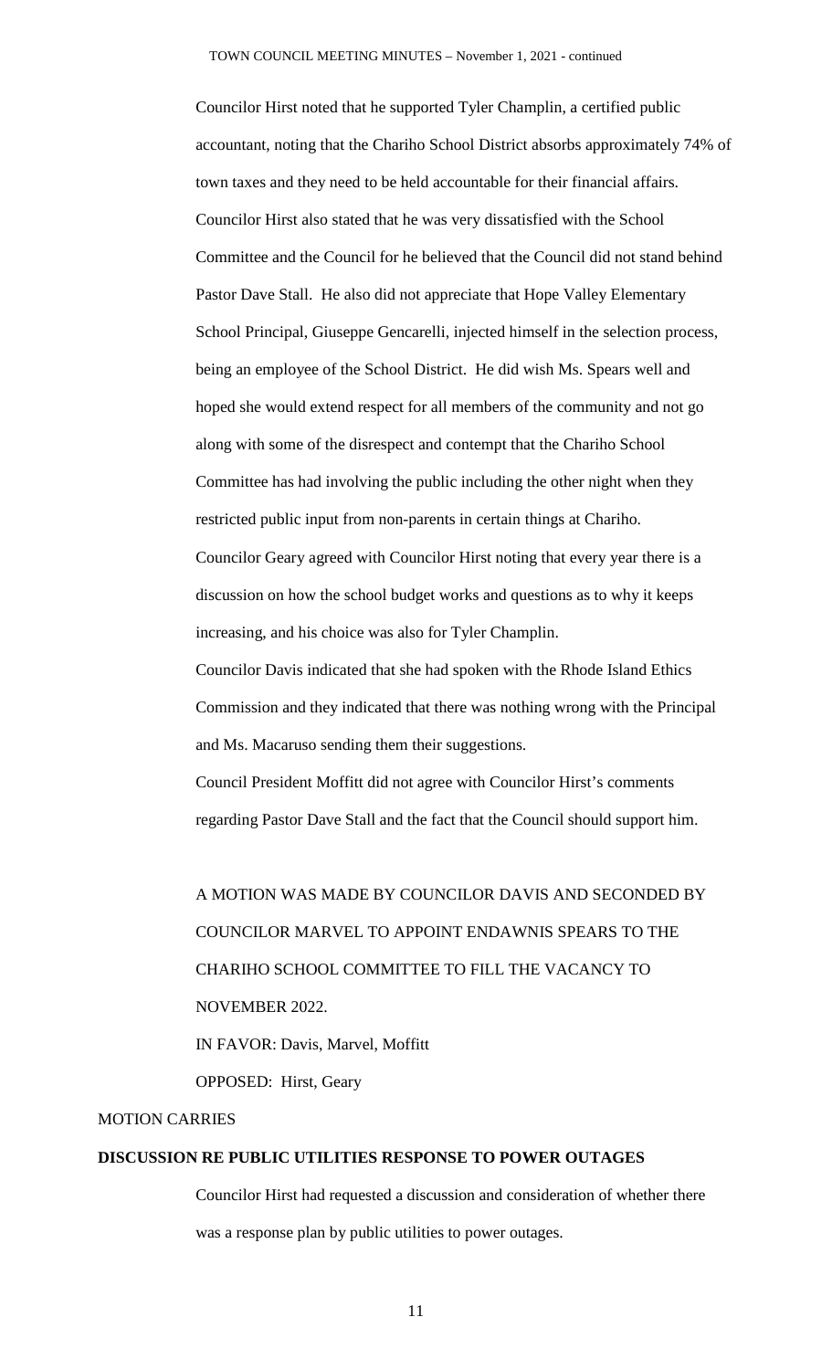Councilor Hirst noted that he supported Tyler Champlin, a certified public accountant, noting that the Chariho School District absorbs approximately 74% of town taxes and they need to be held accountable for their financial affairs. Councilor Hirst also stated that he was very dissatisfied with the School Committee and the Council for he believed that the Council did not stand behind Pastor Dave Stall. He also did not appreciate that Hope Valley Elementary School Principal, Giuseppe Gencarelli, injected himself in the selection process, being an employee of the School District. He did wish Ms. Spears well and hoped she would extend respect for all members of the community and not go along with some of the disrespect and contempt that the Chariho School Committee has had involving the public including the other night when they restricted public input from non-parents in certain things at Chariho.

Councilor Geary agreed with Councilor Hirst noting that every year there is a discussion on how the school budget works and questions as to why it keeps increasing, and his choice was also for Tyler Champlin.

Councilor Davis indicated that she had spoken with the Rhode Island Ethics Commission and they indicated that there was nothing wrong with the Principal and Ms. Macaruso sending them their suggestions.

Council President Moffitt did not agree with Councilor Hirst's comments regarding Pastor Dave Stall and the fact that the Council should support him.

A MOTION WAS MADE BY COUNCILOR DAVIS AND SECONDED BY COUNCILOR MARVEL TO APPOINT ENDAWNIS SPEARS TO THE CHARIHO SCHOOL COMMITTEE TO FILL THE VACANCY TO NOVEMBER 2022.

IN FAVOR: Davis, Marvel, Moffitt

OPPOSED: Hirst, Geary

MOTION CARRIES

**DISCUSSION RE PUBLIC UTILITIES RESPONSE TO POWER OUTAGES**

Councilor Hirst had requested a discussion and consideration of whether there was a response plan by public utilities to power outages.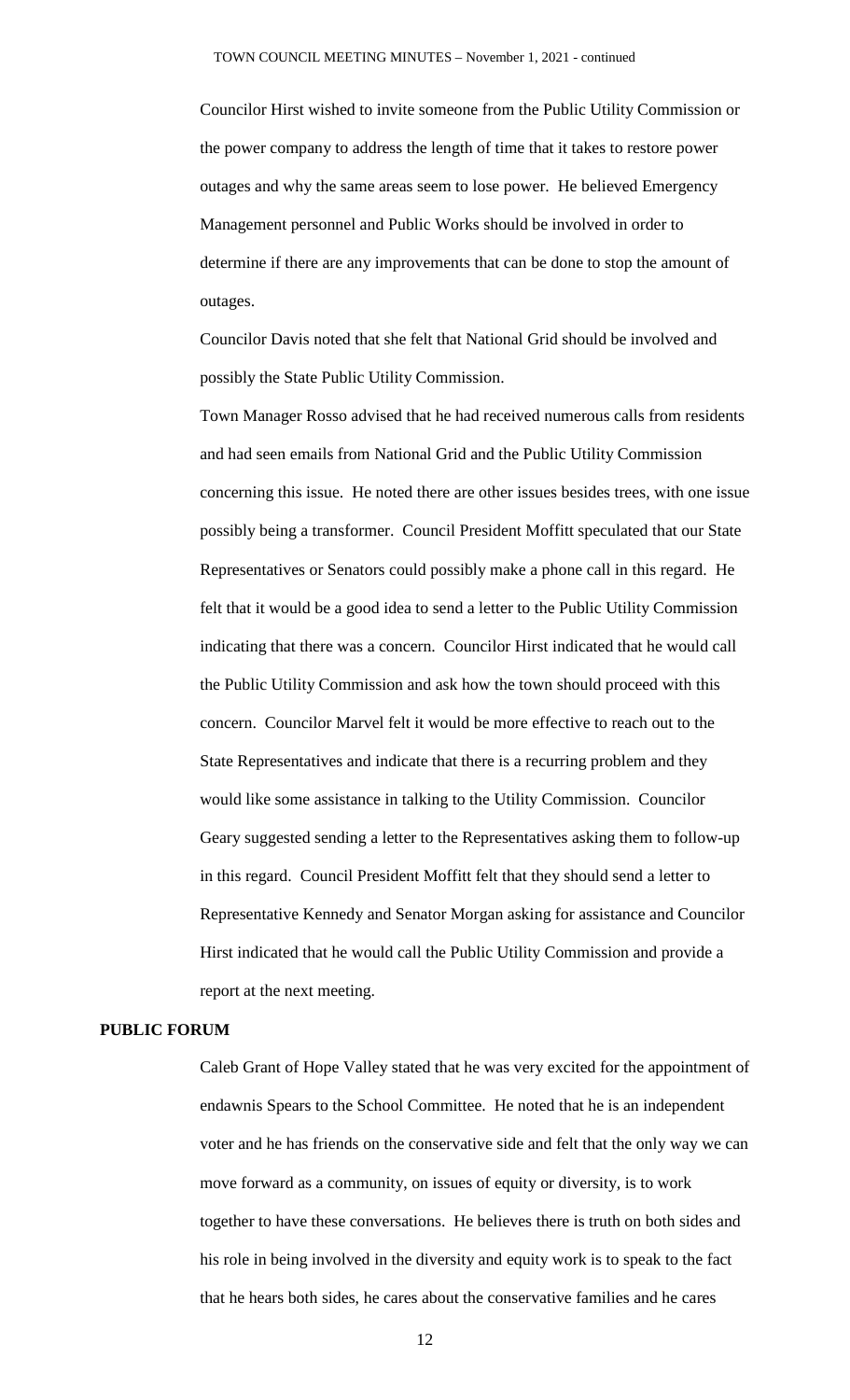Councilor Hirst wished to invite someone from the Public Utility Commission or the power company to address the length of time that it takes to restore power outages and why the same areas seem to lose power. He believed Emergency Management personnel and Public Works should be involved in order to determine if there are any improvements that can be done to stop the amount of outages.

Councilor Davis noted that she felt that National Grid should be involved and possibly the State Public Utility Commission.

Town Manager Rosso advised that he had received numerous calls from residents and had seen emails from National Grid and the Public Utility Commission concerning this issue. He noted there are other issues besides trees, with one issue possibly being a transformer. Council President Moffitt speculated that our State Representatives or Senators could possibly make a phone call in this regard. He felt that it would be a good idea to send a letter to the Public Utility Commission indicating that there was a concern. Councilor Hirst indicated that he would call the Public Utility Commission and ask how the town should proceed with this concern. Councilor Marvel felt it would be more effective to reach out to the State Representatives and indicate that there is a recurring problem and they would like some assistance in talking to the Utility Commission. Councilor Geary suggested sending a letter to the Representatives asking them to follow-up in this regard. Council President Moffitt felt that they should send a letter to Representative Kennedy and Senator Morgan asking for assistance and Councilor Hirst indicated that he would call the Public Utility Commission and provide a report at the next meeting.

**PUBLIC FORUM**

Caleb Grant of Hope Valley stated that he was very excited for the appointment of endawnis Spears to the School Committee. He noted that he is an independent voter and he has friends on the conservative side and felt that the only way we can move forward as a community, on issues of equity or diversity, is to work together to have these conversations. He believes there is truth on both sides and his role in being involved in the diversity and equity work is to speak to the fact that he hears both sides, he cares about the conservative families and he cares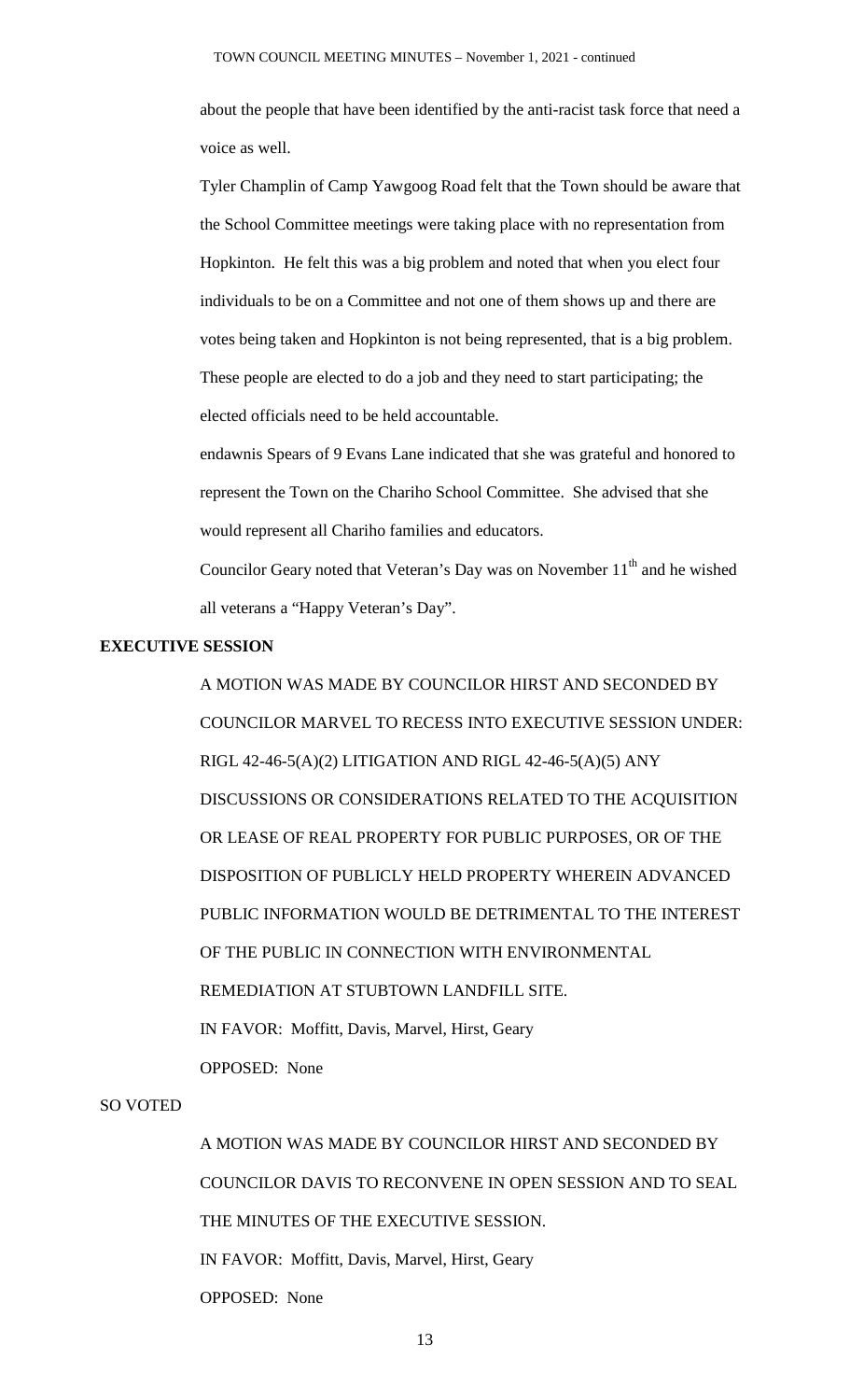about the people that have been identified by the anti-racist task force that need a voice as well.

Tyler Champlin of Camp Yawgoog Road felt that the Town should be aware that the School Committee meetings were taking place with no representation from Hopkinton. He felt this was a big problem and noted that when you elect four individuals to be on a Committee and not one of them shows up and there are votes being taken and Hopkinton is not being represented, that is a big problem. These people are elected to do a job and they need to start participating; the elected officials need to be held accountable.

endawnis Spears of 9 Evans Lane indicated that she was grateful and honored to represent the Town on the Chariho School Committee. She advised that she would represent all Chariho families and educators.

Councilor Geary noted that Veteran's Day was on November 11th and he wished all veterans a "Happy Veteran's Day".

**EXECUTIVE SESSION**

A MOTION WAS MADE BY COUNCILOR HIRST AND SECONDED BY COUNCILOR MARVEL TO RECESS INTO EXECUTIVE SESSION UNDER: RIGL 42-46-5(A)(2) LITIGATION AND RIGL 42-46-5(A)(5) ANY DISCUSSIONS OR CONSIDERATIONS RELATED TO THE ACQUISITION OR LEASE OF REAL PROPERTY FOR PUBLIC PURPOSES, OR OF THE DISPOSITION OF PUBLICLY HELD PROPERTY WHEREIN ADVANCED PUBLIC INFORMATION WOULD BE DETRIMENTAL TO THE INTEREST OF THE PUBLIC IN CONNECTION WITH ENVIRONMENTAL REMEDIATION AT STUBTOWN LANDFILL SITE.

IN FAVOR: Moffitt, Davis, Marvel, Hirst, Geary

OPPOSED: None

SO VOTED

A MOTION WAS MADE BY COUNCILOR HIRST AND SECONDED BY COUNCILOR DAVIS TO RECONVENE IN OPEN SESSION AND TO SEAL THE MINUTES OF THE EXECUTIVE SESSION.

IN FAVOR: Moffitt, Davis, Marvel, Hirst, Geary

OPPOSED: None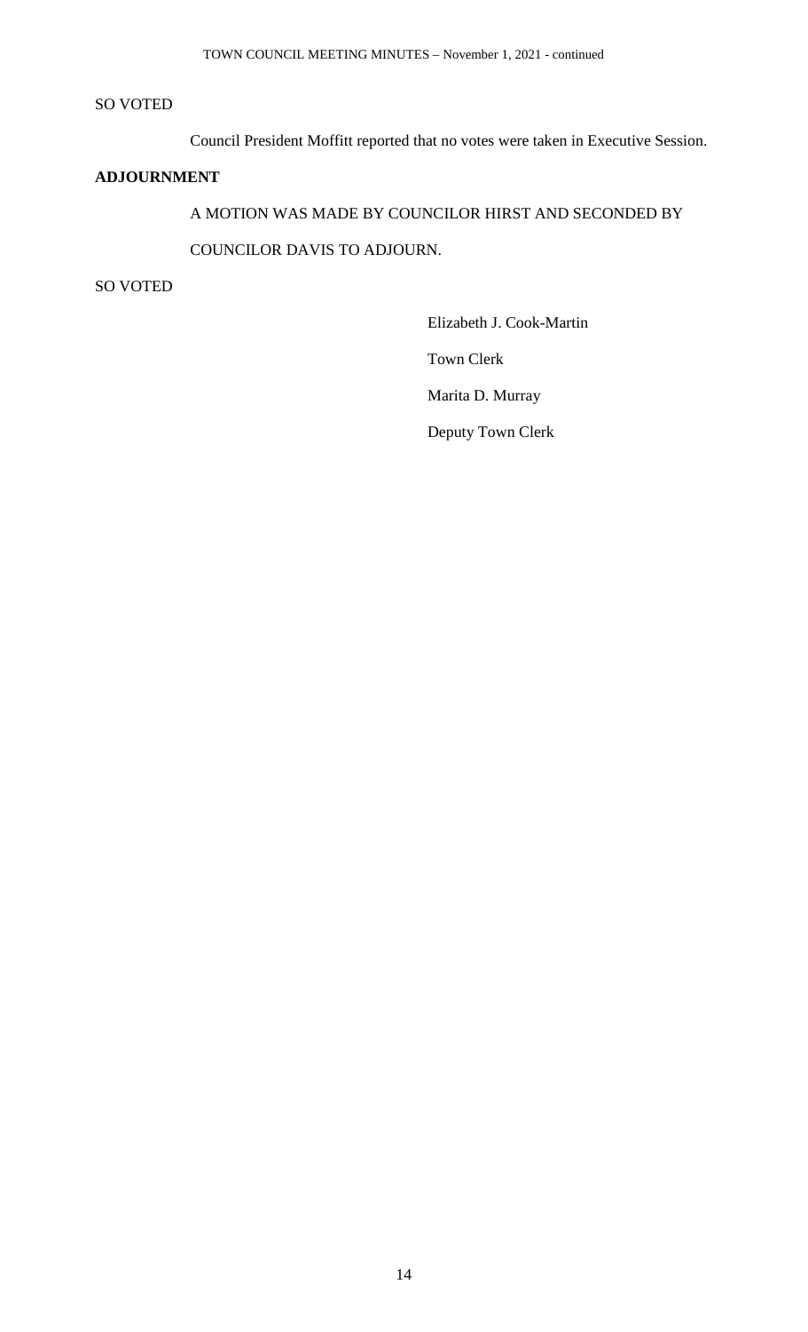SO VOTED

Council President Moffitt reported that no votes were taken in Executive Session.

**ADJOURNMENT**

A MOTION WAS MADE BY COUNCILOR HIRST AND SECONDED BY COUNCILOR DAVIS TO ADJOURN.

SO VOTED

Elizabeth J. Cook-Martin

Town Clerk

Marita D. Murray

Deputy Town Clerk